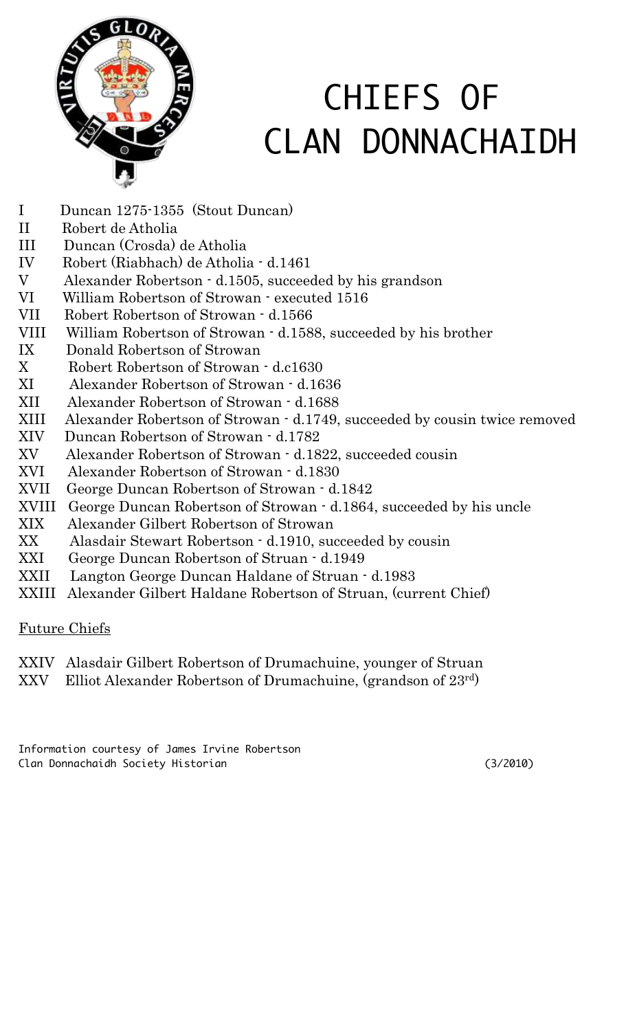# CHIEFS OF CLAN DONNACHAIDH

- I Duncan 1275-1355 (Stout Duncan)
- II Robert de Atholia
- III Duncan (Crosda) de Atholia
- IV Robert (Riabhach) de Atholia - d.1461
- V Alexander Robertson - d.1505, succeeded by his grandson
- VI William Robertson of Strowan - executed 1516
- VII Robert Robertson of Strowan - d.1566
- VIII William Robertson of Strowan - d.1588, succeeded by his brother
- IX Donald Robertson of Strowan
- X Robert Robertson of Strowan - d.c1630
- XI Alexander Robertson of Strowan - d.1636
- XII Alexander Robertson of Strowan - d.1688
- XIII Alexander Robertson of Strowan - d.1749, succeeded by cousin twice removed
- XIV Duncan Robertson of Strowan - d.1782
- XV Alexander Robertson of Strowan - d.1822, succeeded cousin
- XVI Alexander Robertson of Strowan - d.1830
- XVII George Duncan Robertson of Strowan - d.1842
- XVIII George Duncan Robertson of Strowan - d.1864, succeeded by his uncle
- XIX Alexander Gilbert Robertson of Strowan
- XX Alasdair Stewart Robertson - d.1910, succeeded by cousin
- XXI George Duncan Robertson of Struan - d.1949
- XXII Langton George Duncan Haldane of Struan - d.1983
- XXIII Alexander Gilbert Haldane Robertson of Struan, (current Chief)

<u>Future Chiefs</u>

- XXIV Alasdair Gilbert Robertson of Drumachuine, younger of Struan
- XXV Elliot Alexander Robertson of Drumachuine, (grandson of 23rd)

Information courtesy of James Irvine Robertson
Clan Donnachaidh Society Historian (3/2010)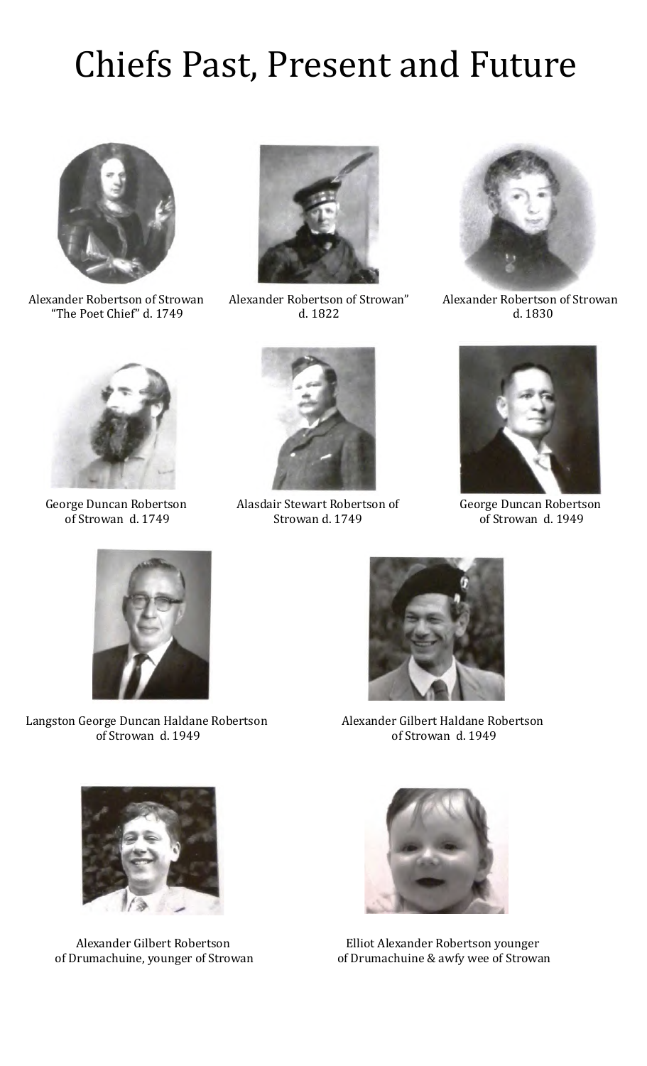# Chiefs Past, Present and Future

Alexander Robertson of Strowan
"The Poet Chief" d. 1749

Alexander Robertson of Strowan"
d. 1822

Alexander Robertson of Strowan
d. 1830

George Duncan Robertson
of Strowan d. 1749

Alasdair Stewart Robertson of
Strowan d. 1749

George Duncan Robertson
of Strowan d. 1949

Langston George Duncan Haldane Robertson
of Strowan d. 1949

Alexander Gilbert Haldane Robertson
of Strowan d. 1949

Alexander Gilbert Robertson
of Drumachuine, younger of Strowan

Elliot Alexander Robertson younger
of Drumachuine & awfy wee of Strowan